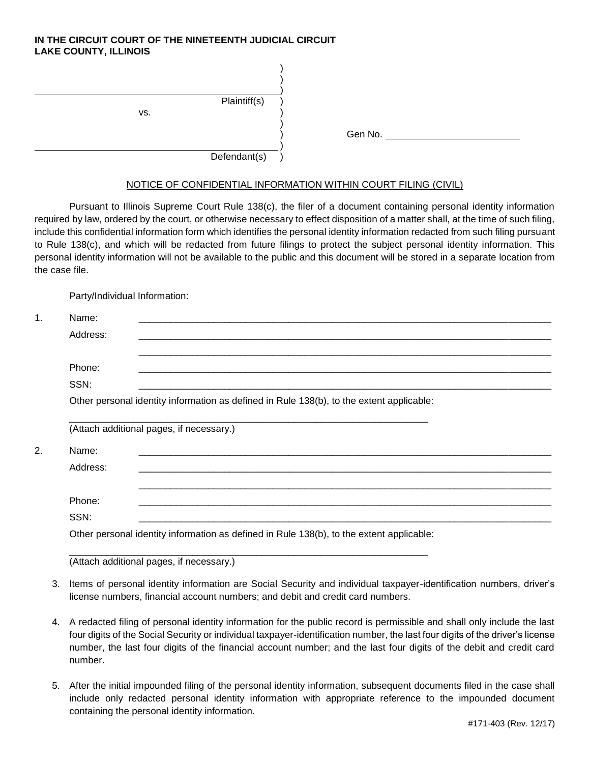**IN THE CIRCUIT COURT OF THE NINETEENTH JUDICIAL CIRCUIT**
**LAKE COUNTY, ILLINOIS**

| | | |
|---|---|---|
| ______________________________________ Plaintiff(s) | ) | |
| vs. | ) | |
| ______________________________________ Defendant(s) | ) | Gen No. ____________________ |

NOTICE OF CONFIDENTIAL INFORMATION WITHIN COURT FILING (CIVIL)

Pursuant to Illinois Supreme Court Rule 138(c), the filer of a document containing personal identity information required by law, ordered by the court, or otherwise necessary to effect disposition of a matter shall, at the time of such filing, include this confidential information form which identifies the personal identity information redacted from such filing pursuant to Rule 138(c), and which will be redacted from future filings to protect the subject personal identity information. This personal identity information will not be available to the public and this document will be stored in a separate location from the case file.

Party/Individual Information:

1. Name: ____________________________________________

   Address: ____________________________________________

   ____________________________________________

   Phone: ____________________________________________

   SSN: ____________________________________________

   Other personal identity information as defined in Rule 138(b), to the extent applicable:

   ____________________________________________

   (Attach additional pages, if necessary.)

2. Name: ____________________________________________

   Address: ____________________________________________

   ____________________________________________

   Phone: ____________________________________________

   SSN: ____________________________________________

   Other personal identity information as defined in Rule 138(b), to the extent applicable:

   ____________________________________________

   (Attach additional pages, if necessary.)

3. Items of personal identity information are Social Security and individual taxpayer-identification numbers, driver's license numbers, financial account numbers; and debit and credit card numbers.

4. A redacted filing of personal identity information for the public record is permissible and shall only include the last four digits of the Social Security or individual taxpayer-identification number, the last four digits of the driver's license number, the last four digits of the financial account number; and the last four digits of the debit and credit card number.

5. After the initial impounded filing of the personal identity information, subsequent documents filed in the case shall include only redacted personal identity information with appropriate reference to the impounded document containing the personal identity information.

#171-403 (Rev. 12/17)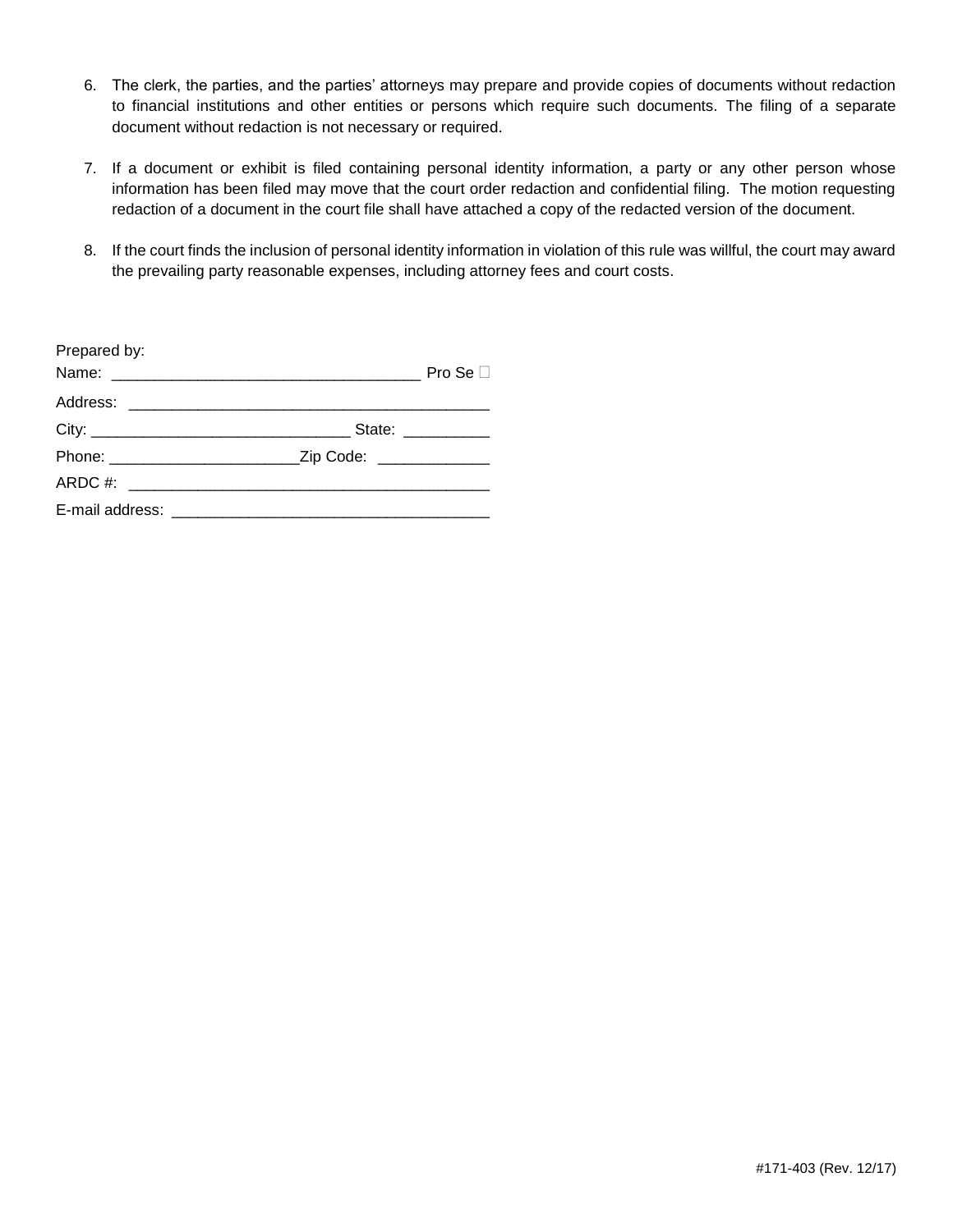6. The clerk, the parties, and the parties' attorneys may prepare and provide copies of documents without redaction to financial institutions and other entities or persons which require such documents. The filing of a separate document without redaction is not necessary or required.

7. If a document or exhibit is filed containing personal identity information, a party or any other person whose information has been filed may move that the court order redaction and confidential filing. The motion requesting redaction of a document in the court file shall have attached a copy of the redacted version of the document.

8. If the court finds the inclusion of personal identity information in violation of this rule was willful, the court may award the prevailing party reasonable expenses, including attorney fees and court costs.

Prepared by:

Name: ___________________________________ Pro Se ☐

Address: _________________________________________

City: _____________________________ State: __________

Phone: ______________________Zip Code: _____________

ARDC #: _________________________________________

E-mail address: ____________________________________

#171-403 (Rev. 12/17)